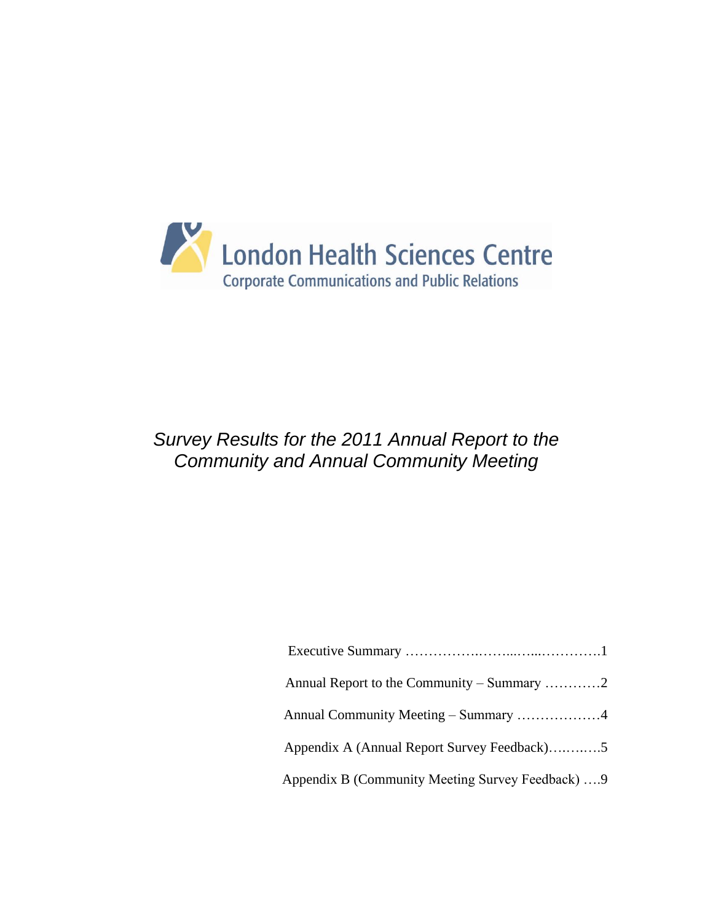London Health Sciences Centre

Corporate Communications and Public Relations

# *Survey Results for the 2011 Annual Report to the Community and Annual Community Meeting*

Executive Summary ……………..……...…...………….1

Annual Report to the Community – Summary …………2

Annual Community Meeting – Summary ………………4

Appendix A (Annual Report Survey Feedback)….…..….5

Appendix B (Community Meeting Survey Feedback) ….9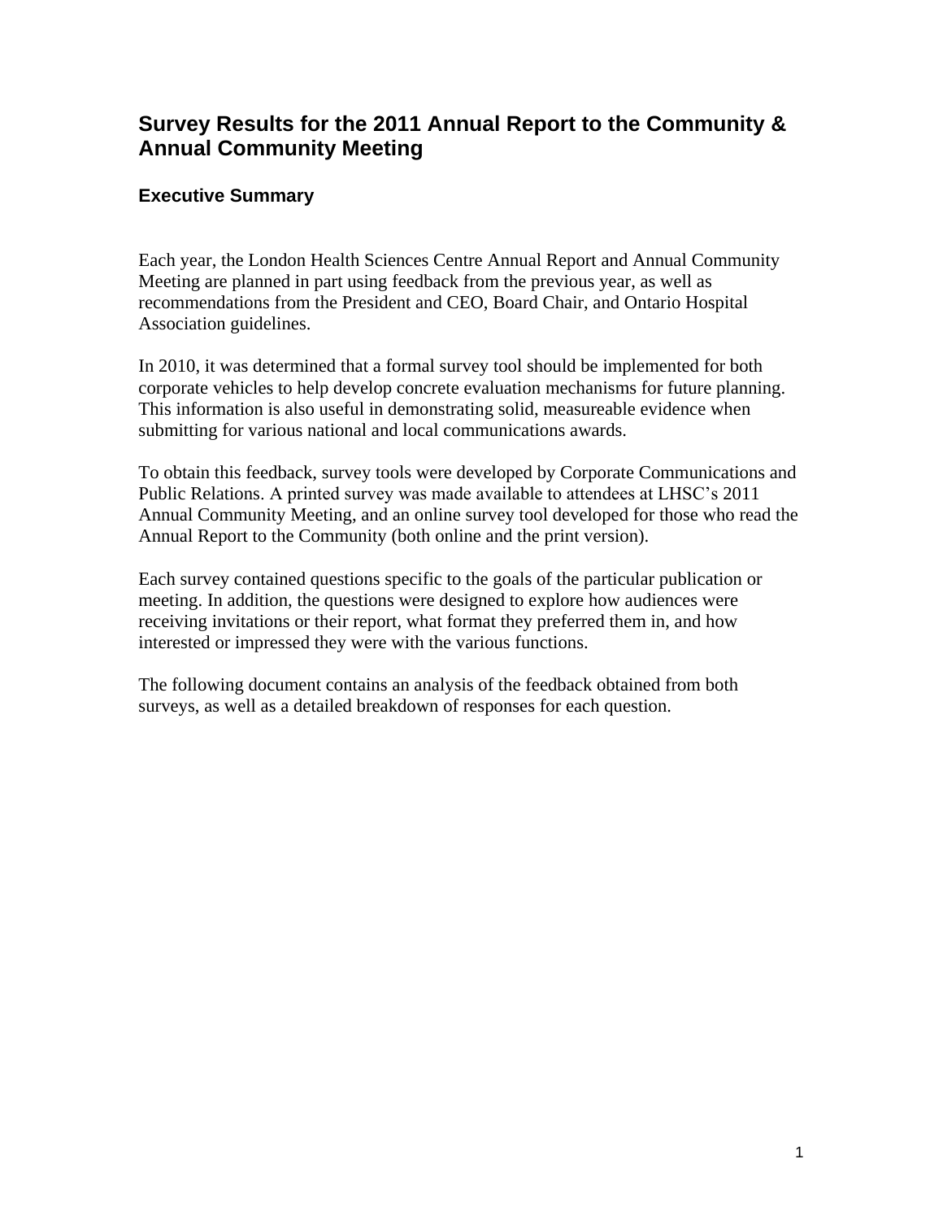# Survey Results for the 2011 Annual Report to the Community & Annual Community Meeting

## Executive Summary

Each year, the London Health Sciences Centre Annual Report and Annual Community Meeting are planned in part using feedback from the previous year, as well as recommendations from the President and CEO, Board Chair, and Ontario Hospital Association guidelines.

In 2010, it was determined that a formal survey tool should be implemented for both corporate vehicles to help develop concrete evaluation mechanisms for future planning. This information is also useful in demonstrating solid, measureable evidence when submitting for various national and local communications awards.

To obtain this feedback, survey tools were developed by Corporate Communications and Public Relations. A printed survey was made available to attendees at LHSC's 2011 Annual Community Meeting, and an online survey tool developed for those who read the Annual Report to the Community (both online and the print version).

Each survey contained questions specific to the goals of the particular publication or meeting. In addition, the questions were designed to explore how audiences were receiving invitations or their report, what format they preferred them in, and how interested or impressed they were with the various functions.

The following document contains an analysis of the feedback obtained from both surveys, as well as a detailed breakdown of responses for each question.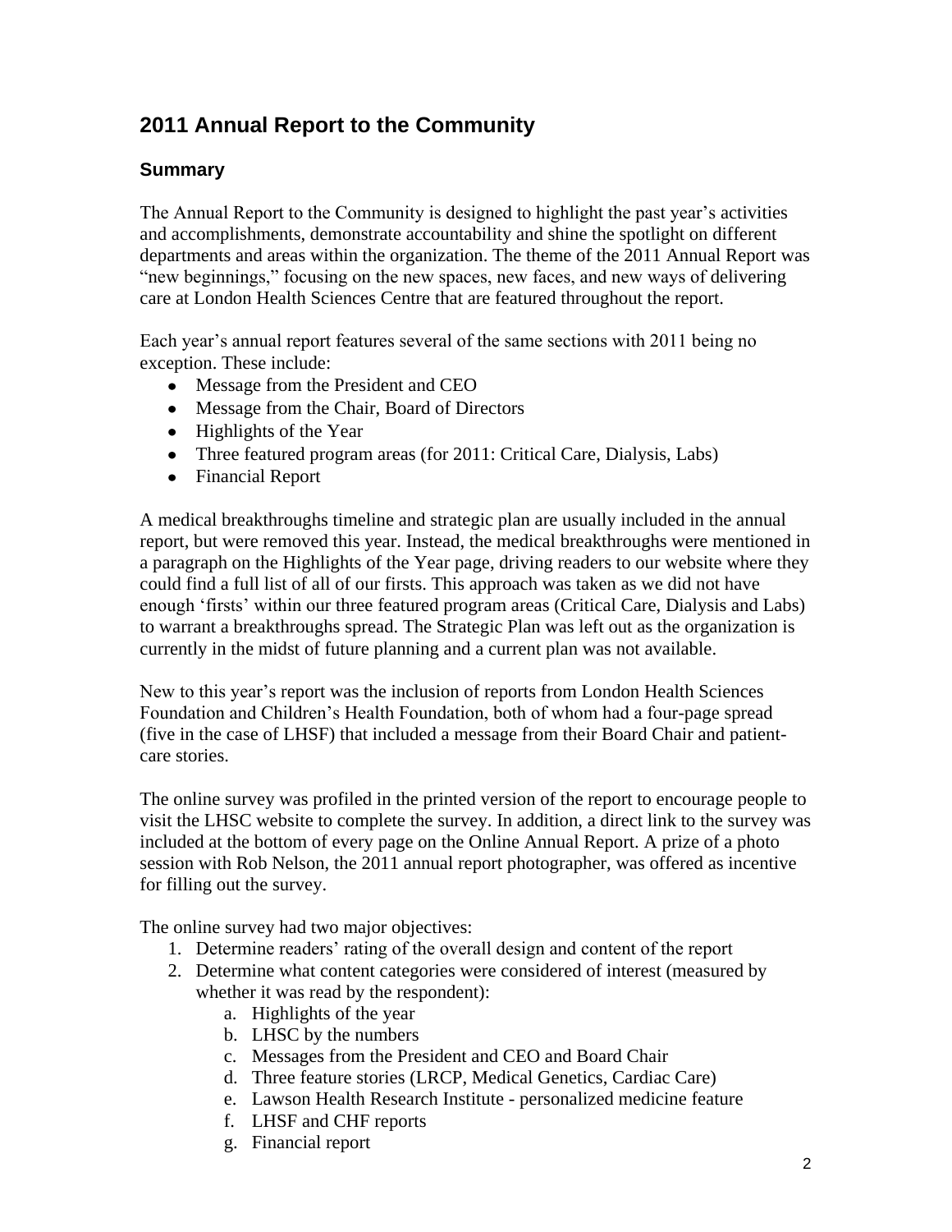# 2011 Annual Report to the Community

## Summary

The Annual Report to the Community is designed to highlight the past year's activities and accomplishments, demonstrate accountability and shine the spotlight on different departments and areas within the organization. The theme of the 2011 Annual Report was "new beginnings," focusing on the new spaces, new faces, and new ways of delivering care at London Health Sciences Centre that are featured throughout the report.

Each year's annual report features several of the same sections with 2011 being no exception. These include:

- Message from the President and CEO
- Message from the Chair, Board of Directors
- Highlights of the Year
- Three featured program areas (for 2011: Critical Care, Dialysis, Labs)
- Financial Report

A medical breakthroughs timeline and strategic plan are usually included in the annual report, but were removed this year. Instead, the medical breakthroughs were mentioned in a paragraph on the Highlights of the Year page, driving readers to our website where they could find a full list of all of our firsts. This approach was taken as we did not have enough 'firsts' within our three featured program areas (Critical Care, Dialysis and Labs) to warrant a breakthroughs spread. The Strategic Plan was left out as the organization is currently in the midst of future planning and a current plan was not available.

New to this year's report was the inclusion of reports from London Health Sciences Foundation and Children's Health Foundation, both of whom had a four-page spread (five in the case of LHSF) that included a message from their Board Chair and patient-care stories.

The online survey was profiled in the printed version of the report to encourage people to visit the LHSC website to complete the survey. In addition, a direct link to the survey was included at the bottom of every page on the Online Annual Report. A prize of a photo session with Rob Nelson, the 2011 annual report photographer, was offered as incentive for filling out the survey.

The online survey had two major objectives:

1. Determine readers' rating of the overall design and content of the report
2. Determine what content categories were considered of interest (measured by whether it was read by the respondent):
   a. Highlights of the year
   b. LHSC by the numbers
   c. Messages from the President and CEO and Board Chair
   d. Three feature stories (LRCP, Medical Genetics, Cardiac Care)
   e. Lawson Health Research Institute - personalized medicine feature
   f. LHSF and CHF reports
   g. Financial report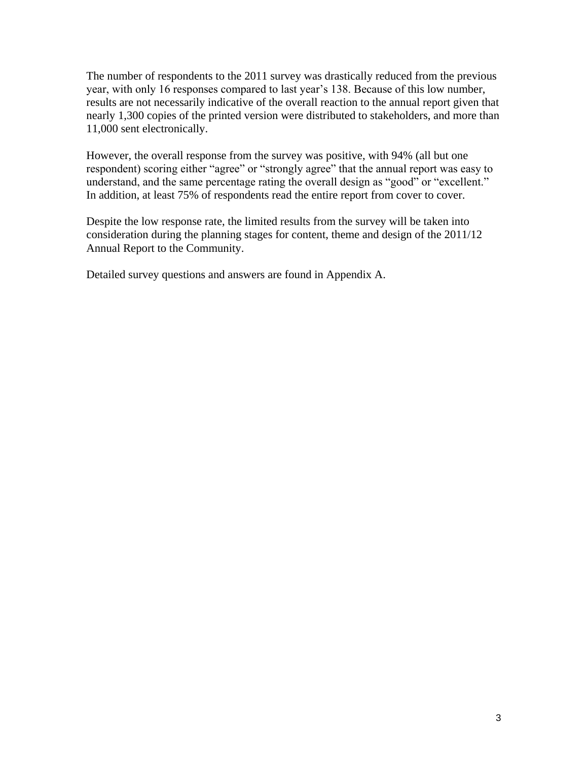The number of respondents to the 2011 survey was drastically reduced from the previous year, with only 16 responses compared to last year's 138. Because of this low number, results are not necessarily indicative of the overall reaction to the annual report given that nearly 1,300 copies of the printed version were distributed to stakeholders, and more than 11,000 sent electronically.

However, the overall response from the survey was positive, with 94% (all but one respondent) scoring either "agree" or "strongly agree" that the annual report was easy to understand, and the same percentage rating the overall design as "good" or "excellent." In addition, at least 75% of respondents read the entire report from cover to cover.

Despite the low response rate, the limited results from the survey will be taken into consideration during the planning stages for content, theme and design of the 2011/12 Annual Report to the Community.

Detailed survey questions and answers are found in Appendix A.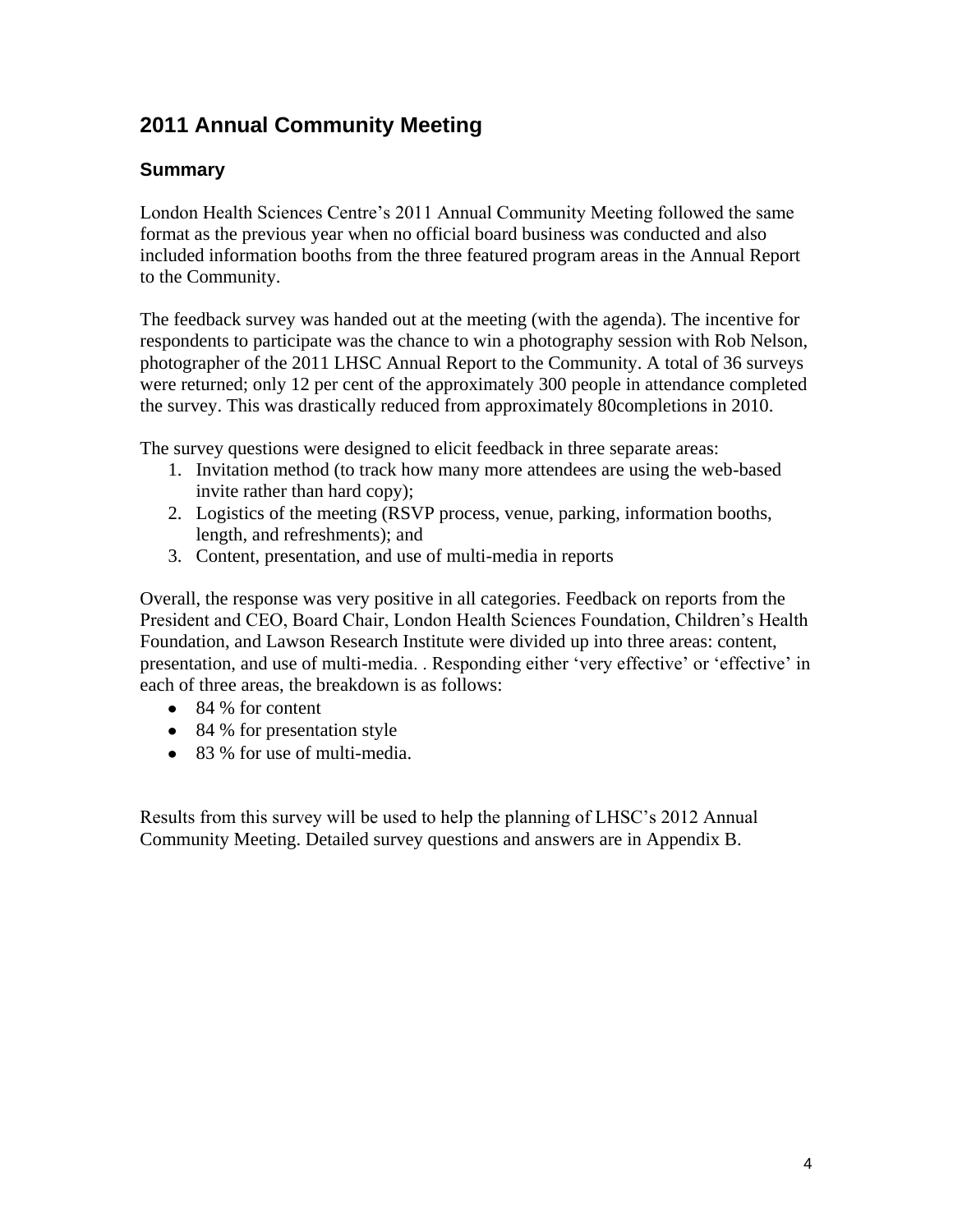## 2011 Annual Community Meeting

### Summary

London Health Sciences Centre's 2011 Annual Community Meeting followed the same format as the previous year when no official board business was conducted and also included information booths from the three featured program areas in the Annual Report to the Community.

The feedback survey was handed out at the meeting (with the agenda). The incentive for respondents to participate was the chance to win a photography session with Rob Nelson, photographer of the 2011 LHSC Annual Report to the Community. A total of 36 surveys were returned; only 12 per cent of the approximately 300 people in attendance completed the survey. This was drastically reduced from approximately 80completions in 2010.

The survey questions were designed to elicit feedback in three separate areas:

1. Invitation method (to track how many more attendees are using the web-based invite rather than hard copy);
2. Logistics of the meeting (RSVP process, venue, parking, information booths, length, and refreshments); and
3. Content, presentation, and use of multi-media in reports

Overall, the response was very positive in all categories. Feedback on reports from the President and CEO, Board Chair, London Health Sciences Foundation, Children's Health Foundation, and Lawson Research Institute were divided up into three areas: content, presentation, and use of multi-media. . Responding either 'very effective' or 'effective' in each of three areas, the breakdown is as follows:

- 84 % for content
- 84 % for presentation style
- 83 % for use of multi-media.

Results from this survey will be used to help the planning of LHSC's 2012 Annual Community Meeting. Detailed survey questions and answers are in Appendix B.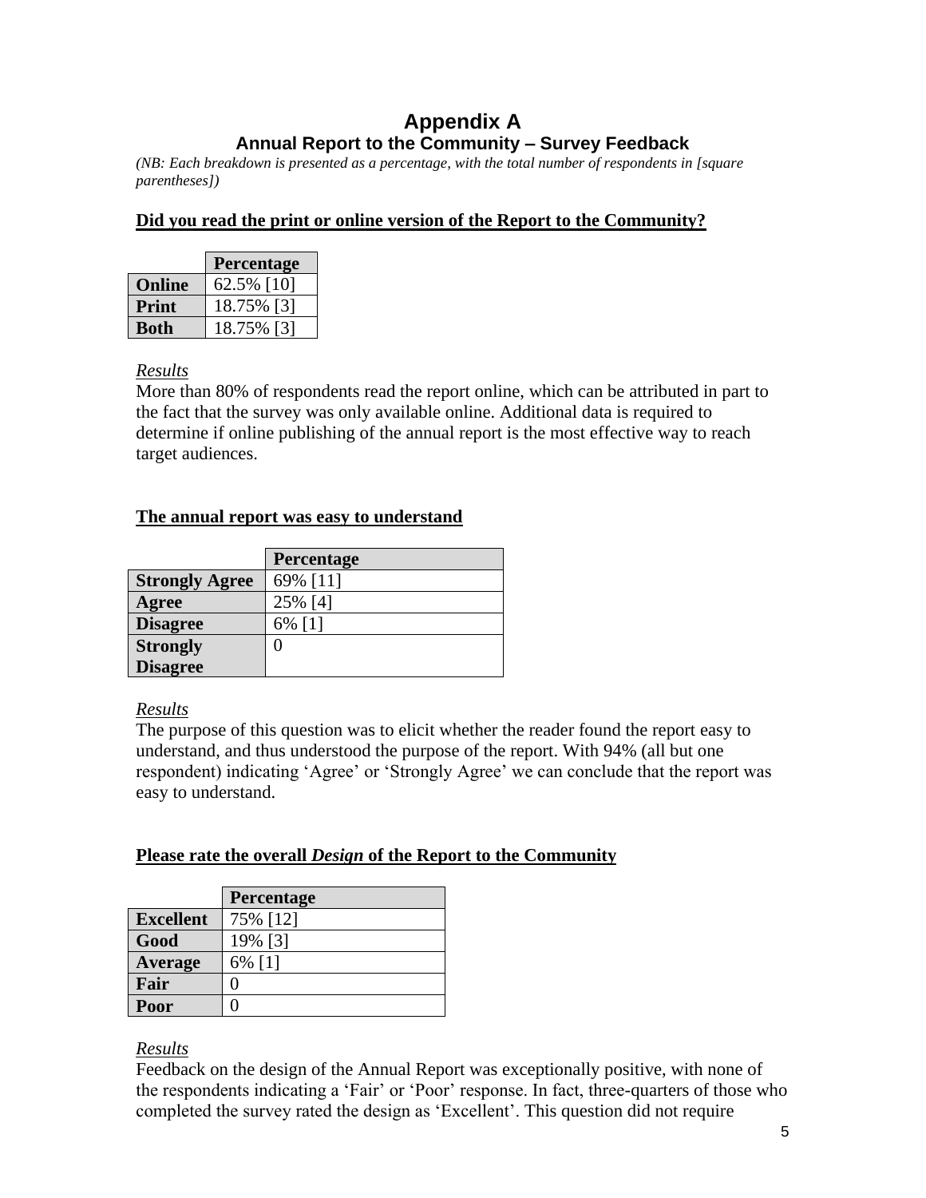# Appendix A

## Annual Report to the Community – Survey Feedback

*(NB: Each breakdown is presented as a percentage, with the total number of respondents in [square parentheses])*

**Did you read the print or online version of the Report to the Community?**

| | Percentage |
|---|---|
| **Online** | 62.5% [10] |
| **Print** | 18.75% [3] |
| **Both** | 18.75% [3] |

*Results*

More than 80% of respondents read the report online, which can be attributed in part to the fact that the survey was only available online. Additional data is required to determine if online publishing of the annual report is the most effective way to reach target audiences.

**The annual report was easy to understand**

| | Percentage |
|---|---|
| **Strongly Agree** | 69% [11] |
| **Agree** | 25% [4] |
| **Disagree** | 6% [1] |
| **Strongly Disagree** | 0 |

*Results*

The purpose of this question was to elicit whether the reader found the report easy to understand, and thus understood the purpose of the report. With 94% (all but one respondent) indicating 'Agree' or 'Strongly Agree' we can conclude that the report was easy to understand.

**Please rate the overall *Design* of the Report to the Community**

| | Percentage |
|---|---|
| **Excellent** | 75% [12] |
| **Good** | 19% [3] |
| **Average** | 6% [1] |
| **Fair** | 0 |
| **Poor** | 0 |

*Results*

Feedback on the design of the Annual Report was exceptionally positive, with none of the respondents indicating a 'Fair' or 'Poor' response. In fact, three-quarters of those who completed the survey rated the design as 'Excellent'. This question did not require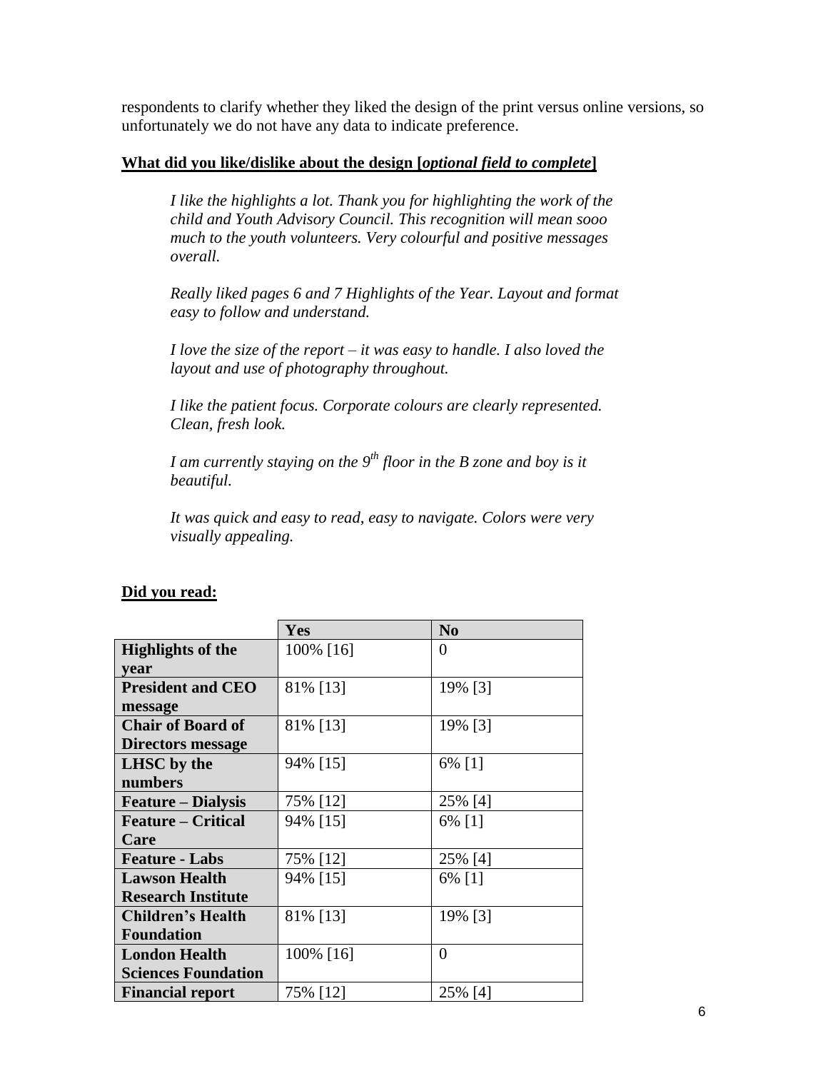respondents to clarify whether they liked the design of the print versus online versions, so unfortunately we do not have any data to indicate preference.

**What did you like/dislike about the design [*optional field to complete*]**

> *I like the highlights a lot. Thank you for highlighting the work of the child and Youth Advisory Council. This recognition will mean sooo much to the youth volunteers. Very colourful and positive messages overall.*
>
> *Really liked pages 6 and 7 Highlights of the Year. Layout and format easy to follow and understand.*
>
> *I love the size of the report – it was easy to handle. I also loved the layout and use of photography throughout.*
>
> *I like the patient focus. Corporate colours are clearly represented. Clean, fresh look.*
>
> *I am currently staying on the 9th floor in the B zone and boy is it beautiful.*
>
> *It was quick and easy to read, easy to navigate. Colors were very visually appealing.*

**Did you read:**

| | **Yes** | **No** |
|---|---|---|
| **Highlights of the year** | 100% [16] | 0 |
| **President and CEO message** | 81% [13] | 19% [3] |
| **Chair of Board of Directors message** | 81% [13] | 19% [3] |
| **LHSC by the numbers** | 94% [15] | 6% [1] |
| **Feature – Dialysis** | 75% [12] | 25% [4] |
| **Feature – Critical Care** | 94% [15] | 6% [1] |
| **Feature - Labs** | 75% [12] | 25% [4] |
| **Lawson Health Research Institute** | 94% [15] | 6% [1] |
| **Children's Health Foundation** | 81% [13] | 19% [3] |
| **London Health Sciences Foundation** | 100% [16] | 0 |
| **Financial report** | 75% [12] | 25% [4] |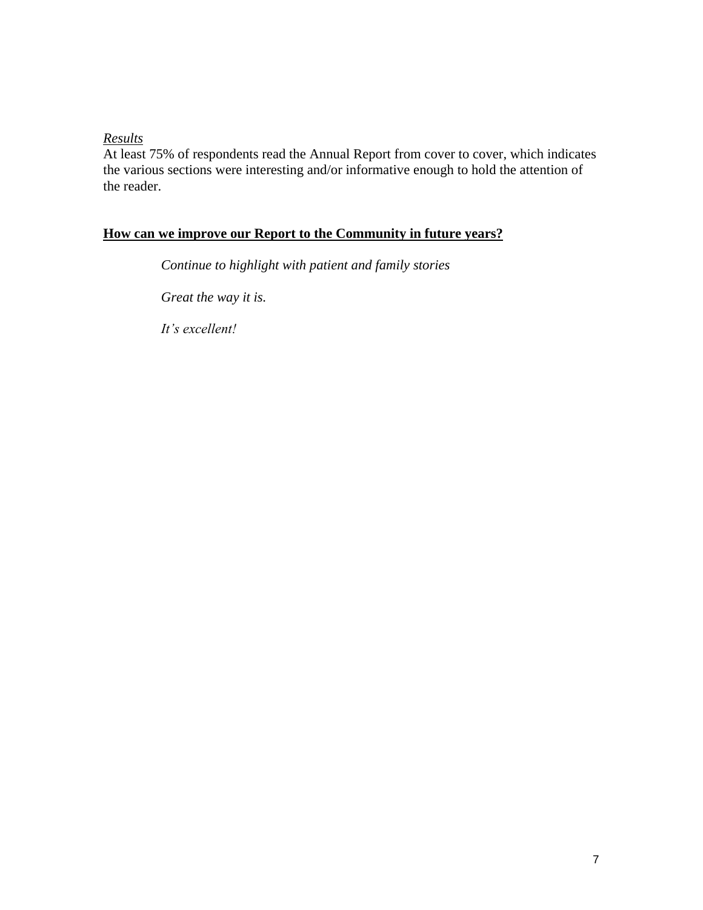*Results*

At least 75% of respondents read the Annual Report from cover to cover, which indicates the various sections were interesting and/or informative enough to hold the attention of the reader.

**How can we improve our Report to the Community in future years?**

*Continue to highlight with patient and family stories*

*Great the way it is.*

*It's excellent!*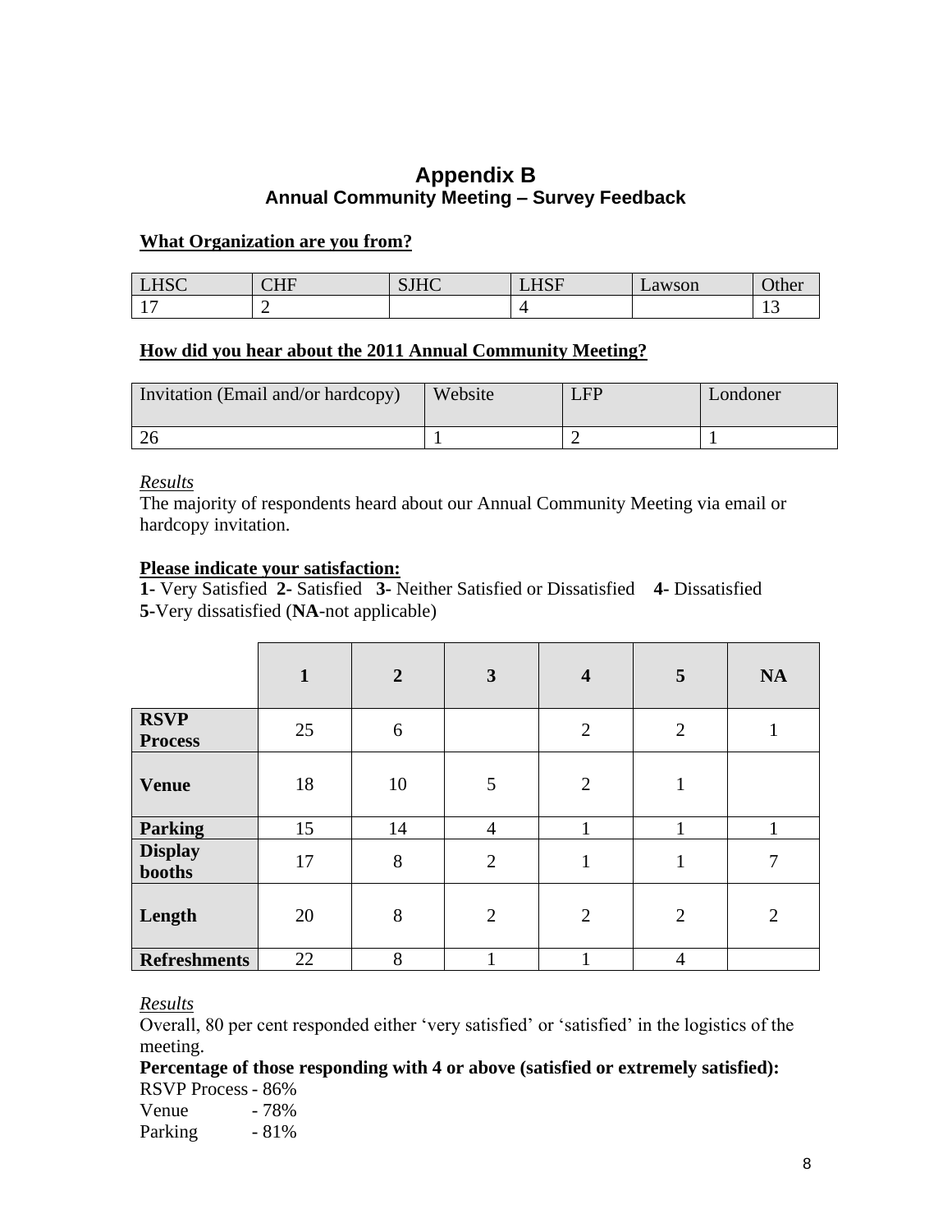# Appendix B

## Annual Community Meeting – Survey Feedback

**What Organization are you from?**

| LHSC | CHF | SJHC | LHSF | Lawson | Other |
|---|---|---|---|---|---|
| 17 | 2 | | 4 | | 13 |

**How did you hear about the 2011 Annual Community Meeting?**

| Invitation (Email and/or hardcopy) | Website | LFP | Londoner |
|---|---|---|---|
| 26 | 1 | 2 | 1 |

*Results*

The majority of respondents heard about our Annual Community Meeting via email or hardcopy invitation.

**Please indicate your satisfaction:**

**1-** Very Satisfied **2-** Satisfied **3-** Neither Satisfied or Dissatisfied **4-** Dissatisfied **5-**Very dissatisfied (**NA**-not applicable)

| | 1 | 2 | 3 | 4 | 5 | NA |
|---|---|---|---|---|---|---|
| **RSVP Process** | 25 | 6 | | 2 | 2 | 1 |
| **Venue** | 18 | 10 | 5 | 2 | 1 | |
| **Parking** | 15 | 14 | 4 | 1 | 1 | 1 |
| **Display booths** | 17 | 8 | 2 | 1 | 1 | 7 |
| **Length** | 20 | 8 | 2 | 2 | 2 | 2 |
| **Refreshments** | 22 | 8 | 1 | 1 | 4 | |

*Results*

Overall, 80 per cent responded either 'very satisfied' or 'satisfied' in the logistics of the meeting.

**Percentage of those responding with 4 or above (satisfied or extremely satisfied):**

RSVP Process - 86%
Venue - 78%
Parking - 81%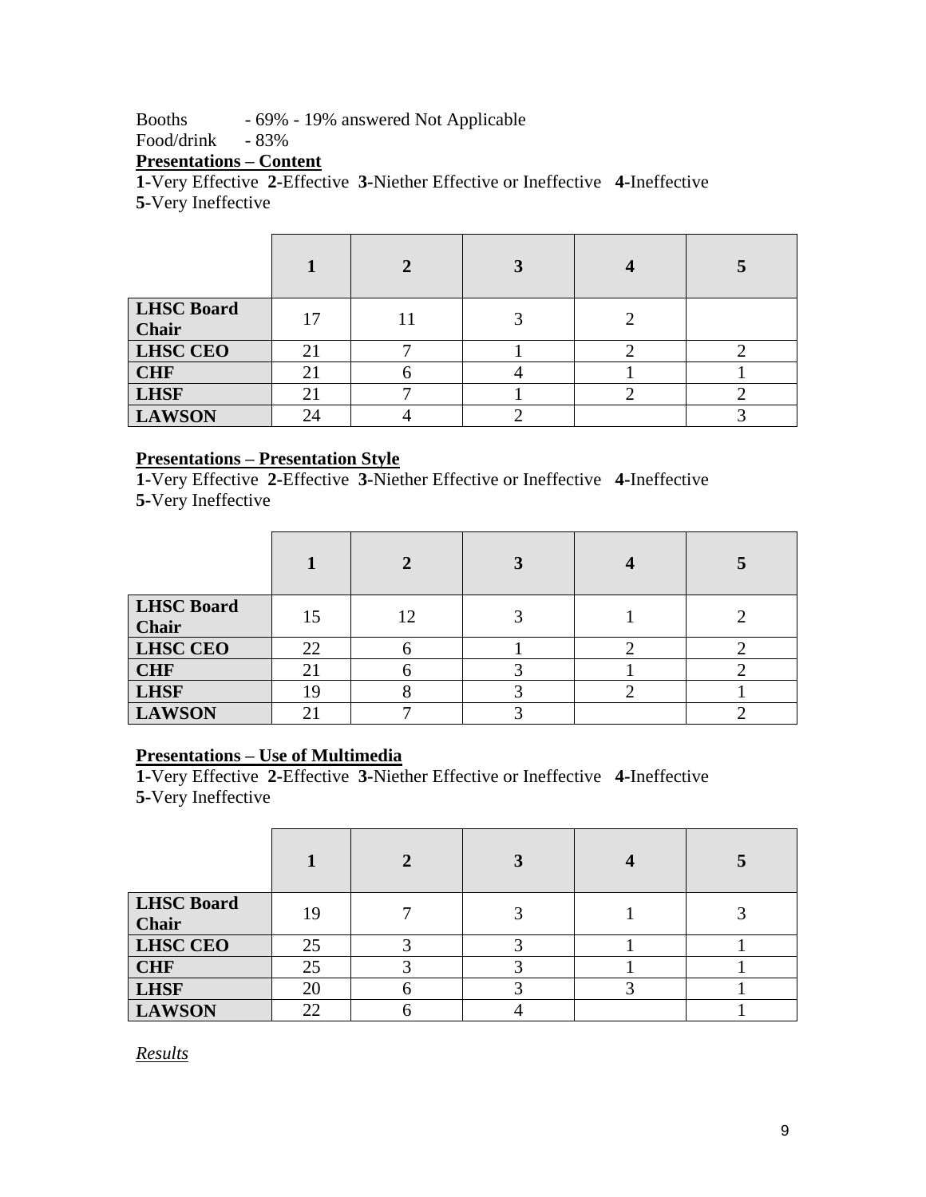Booths - 69% - 19% answered Not Applicable

Food/drink - 83%

**Presentations – Content**

**1-**Very Effective **2-**Effective **3-**Niether Effective or Ineffective **4-**Ineffective **5-**Very Ineffective

| | **1** | **2** | **3** | **4** | **5** |
|---|---|---|---|---|---|
| **LHSC Board Chair** | 17 | 11 | 3 | 2 | |
| **LHSC CEO** | 21 | 7 | 1 | 2 | 2 |
| **CHF** | 21 | 6 | 4 | 1 | 1 |
| **LHSF** | 21 | 7 | 1 | 2 | 2 |
| **LAWSON** | 24 | 4 | 2 | | 3 |

**Presentations – Presentation Style**

**1-**Very Effective **2-**Effective **3-**Niether Effective or Ineffective **4-**Ineffective **5-**Very Ineffective

| | **1** | **2** | **3** | **4** | **5** |
|---|---|---|---|---|---|
| **LHSC Board Chair** | 15 | 12 | 3 | 1 | 2 |
| **LHSC CEO** | 22 | 6 | 1 | 2 | 2 |
| **CHF** | 21 | 6 | 3 | 1 | 2 |
| **LHSF** | 19 | 8 | 3 | 2 | 1 |
| **LAWSON** | 21 | 7 | 3 | | 2 |

**Presentations – Use of Multimedia**

**1-**Very Effective **2-**Effective **3-**Niether Effective or Ineffective **4-**Ineffective **5-**Very Ineffective

| | **1** | **2** | **3** | **4** | **5** |
|---|---|---|---|---|---|
| **LHSC Board Chair** | 19 | 7 | 3 | 1 | 3 |
| **LHSC CEO** | 25 | 3 | 3 | 1 | 1 |
| **CHF** | 25 | 3 | 3 | 1 | 1 |
| **LHSF** | 20 | 6 | 3 | 3 | 1 |
| **LAWSON** | 22 | 6 | 4 | | 1 |

*Results*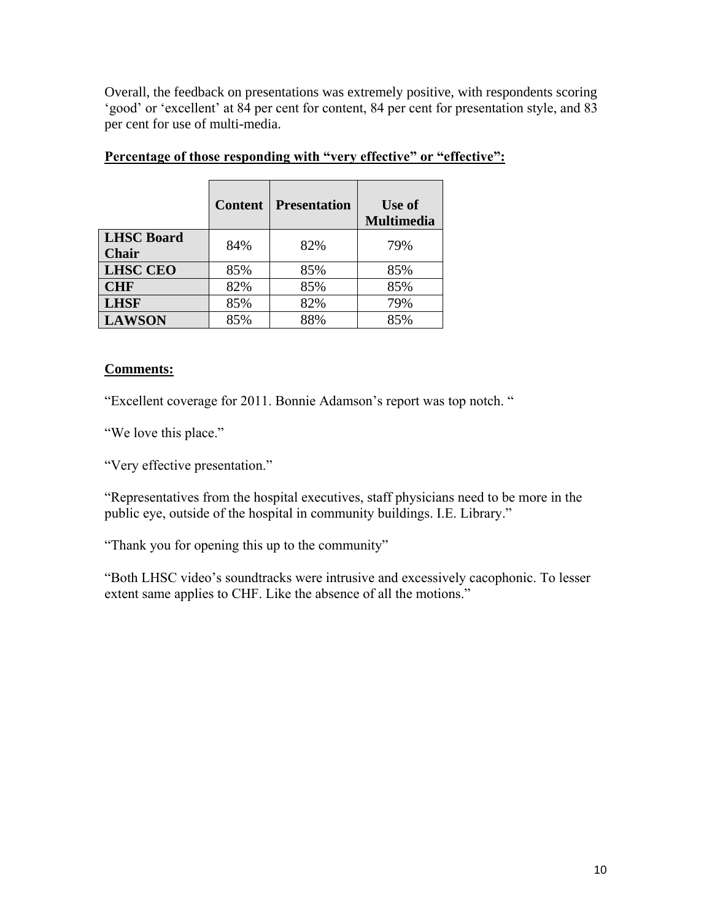Overall, the feedback on presentations was extremely positive, with respondents scoring 'good' or 'excellent' at 84 per cent for content, 84 per cent for presentation style, and 83 per cent for use of multi-media.

**Percentage of those responding with "very effective" or "effective":**

| | Content | Presentation | Use of Multimedia |
|---|---|---|---|
| **LHSC Board Chair** | 84% | 82% | 79% |
| **LHSC CEO** | 85% | 85% | 85% |
| **CHF** | 82% | 85% | 85% |
| **LHSF** | 85% | 82% | 79% |
| **LAWSON** | 85% | 88% | 85% |

**Comments:**

"Excellent coverage for 2011. Bonnie Adamson's report was top notch. "

"We love this place."

"Very effective presentation."

"Representatives from the hospital executives, staff physicians need to be more in the public eye, outside of the hospital in community buildings. I.E. Library."

"Thank you for opening this up to the community"

"Both LHSC video's soundtracks were intrusive and excessively cacophonic. To lesser extent same applies to CHF. Like the absence of all the motions."